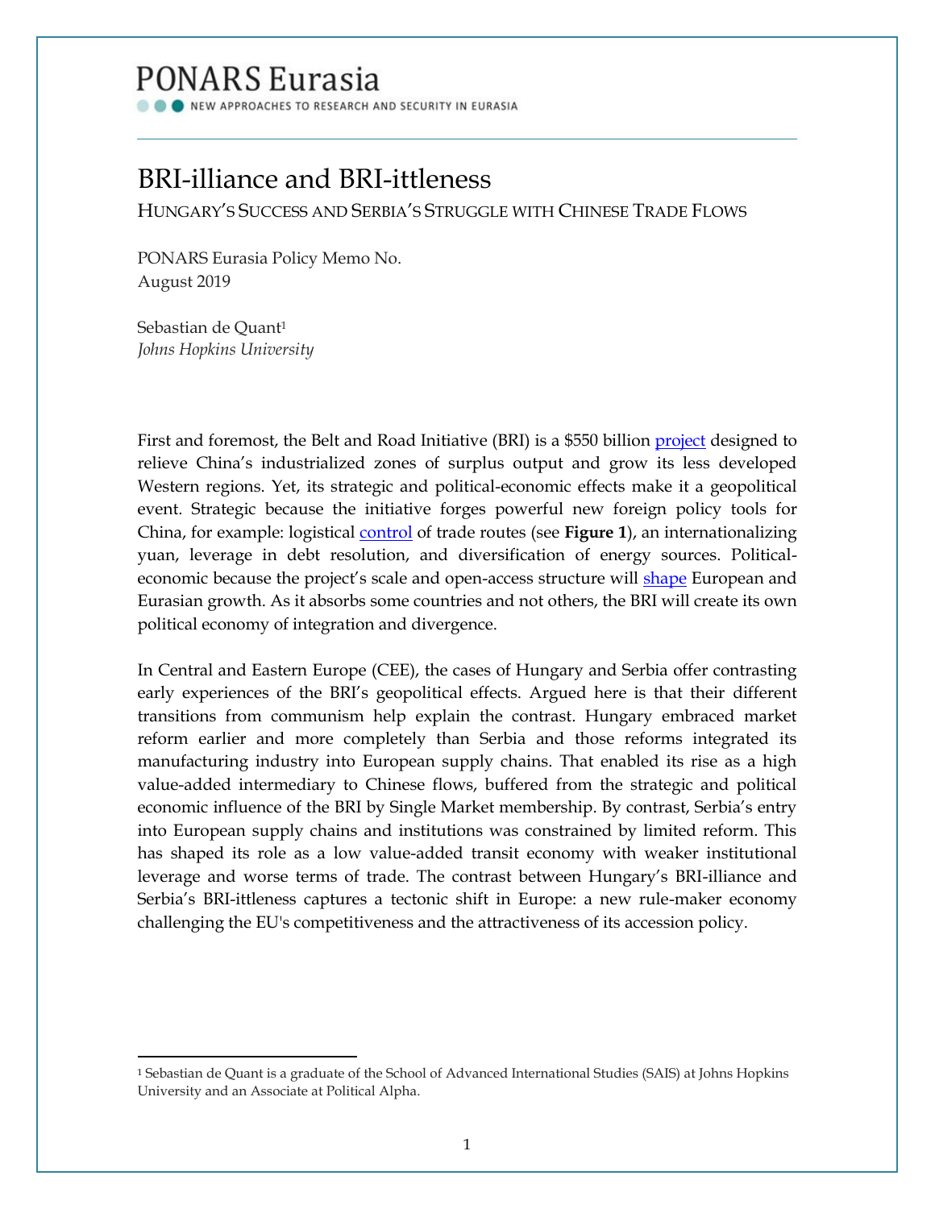PONARS Eurasia

NEW APPROACHES TO RESEARCH AND SECURITY IN EURASIA

# BRI-illiance and BRI-ittleness

## HUNGARY'S SUCCESS AND SERBIA'S STRUGGLE WITH CHINESE TRADE FLOWS

PONARS Eurasia Policy Memo No.
August 2019

Sebastian de Quant[1]
*Johns Hopkins University*

First and foremost, the Belt and Road Initiative (BRI) is a $550 billion project designed to relieve China's industrialized zones of surplus output and grow its less developed Western regions. Yet, its strategic and political-economic effects make it a geopolitical event. Strategic because the initiative forges powerful new foreign policy tools for China, for example: logistical control of trade routes (see **Figure 1**), an internationalizing yuan, leverage in debt resolution, and diversification of energy sources. Political-economic because the project's scale and open-access structure will shape European and Eurasian growth. As it absorbs some countries and not others, the BRI will create its own political economy of integration and divergence.

In Central and Eastern Europe (CEE), the cases of Hungary and Serbia offer contrasting early experiences of the BRI's geopolitical effects. Argued here is that their different transitions from communism help explain the contrast. Hungary embraced market reform earlier and more completely than Serbia and those reforms integrated its manufacturing industry into European supply chains. That enabled its rise as a high value-added intermediary to Chinese flows, buffered from the strategic and political economic influence of the BRI by Single Market membership. By contrast, Serbia's entry into European supply chains and institutions was constrained by limited reform. This has shaped its role as a low value-added transit economy with weaker institutional leverage and worse terms of trade. The contrast between Hungary's BRI-illiance and Serbia's BRI-ittleness captures a tectonic shift in Europe: a new rule-maker economy challenging the EU's competitiveness and the attractiveness of its accession policy.

[1] Sebastian de Quant is a graduate of the School of Advanced International Studies (SAIS) at Johns Hopkins University and an Associate at Political Alpha.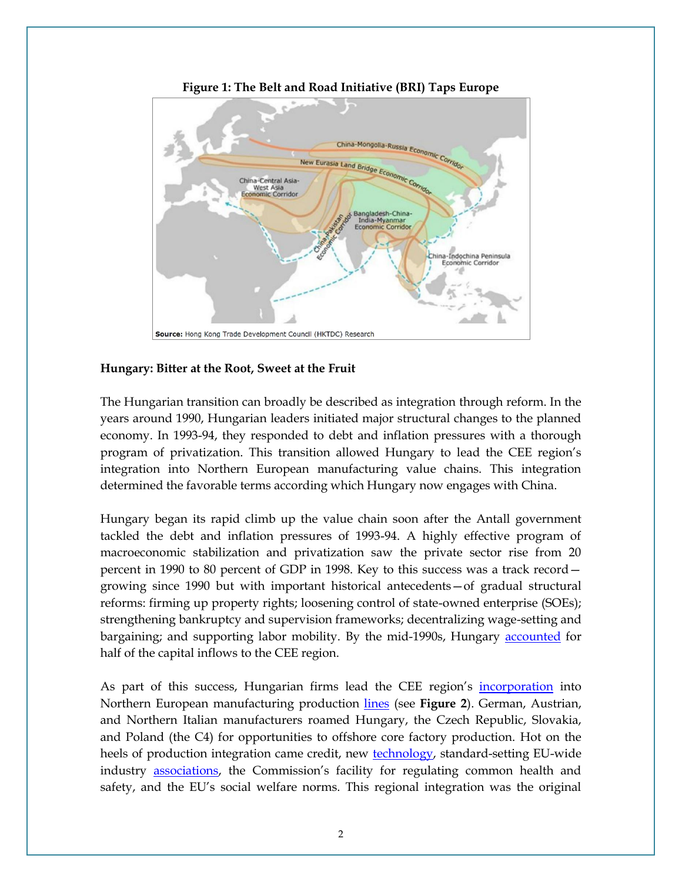**Figure 1: The Belt and Road Initiative (BRI) Taps Europe**

Source: Hong Kong Trade Development Council (HKTDC) Research

**Hungary: Bitter at the Root, Sweet at the Fruit**

The Hungarian transition can broadly be described as integration through reform. In the years around 1990, Hungarian leaders initiated major structural changes to the planned economy. In 1993-94, they responded to debt and inflation pressures with a thorough program of privatization. This transition allowed Hungary to lead the CEE region's integration into Northern European manufacturing value chains. This integration determined the favorable terms according which Hungary now engages with China.

Hungary began its rapid climb up the value chain soon after the Antall government tackled the debt and inflation pressures of 1993-94. A highly effective program of macroeconomic stabilization and privatization saw the private sector rise from 20 percent in 1990 to 80 percent of GDP in 1998. Key to this success was a track record—growing since 1990 but with important historical antecedents—of gradual structural reforms: firming up property rights; loosening control of state-owned enterprise (SOEs); strengthening bankruptcy and supervision frameworks; decentralizing wage-setting and bargaining; and supporting labor mobility. By the mid-1990s, Hungary accounted for half of the capital inflows to the CEE region.

As part of this success, Hungarian firms lead the CEE region's incorporation into Northern European manufacturing production lines (see **Figure 2**). German, Austrian, and Northern Italian manufacturers roamed Hungary, the Czech Republic, Slovakia, and Poland (the C4) for opportunities to offshore core factory production. Hot on the heels of production integration came credit, new technology, standard-setting EU-wide industry associations, the Commission's facility for regulating common health and safety, and the EU's social welfare norms. This regional integration was the original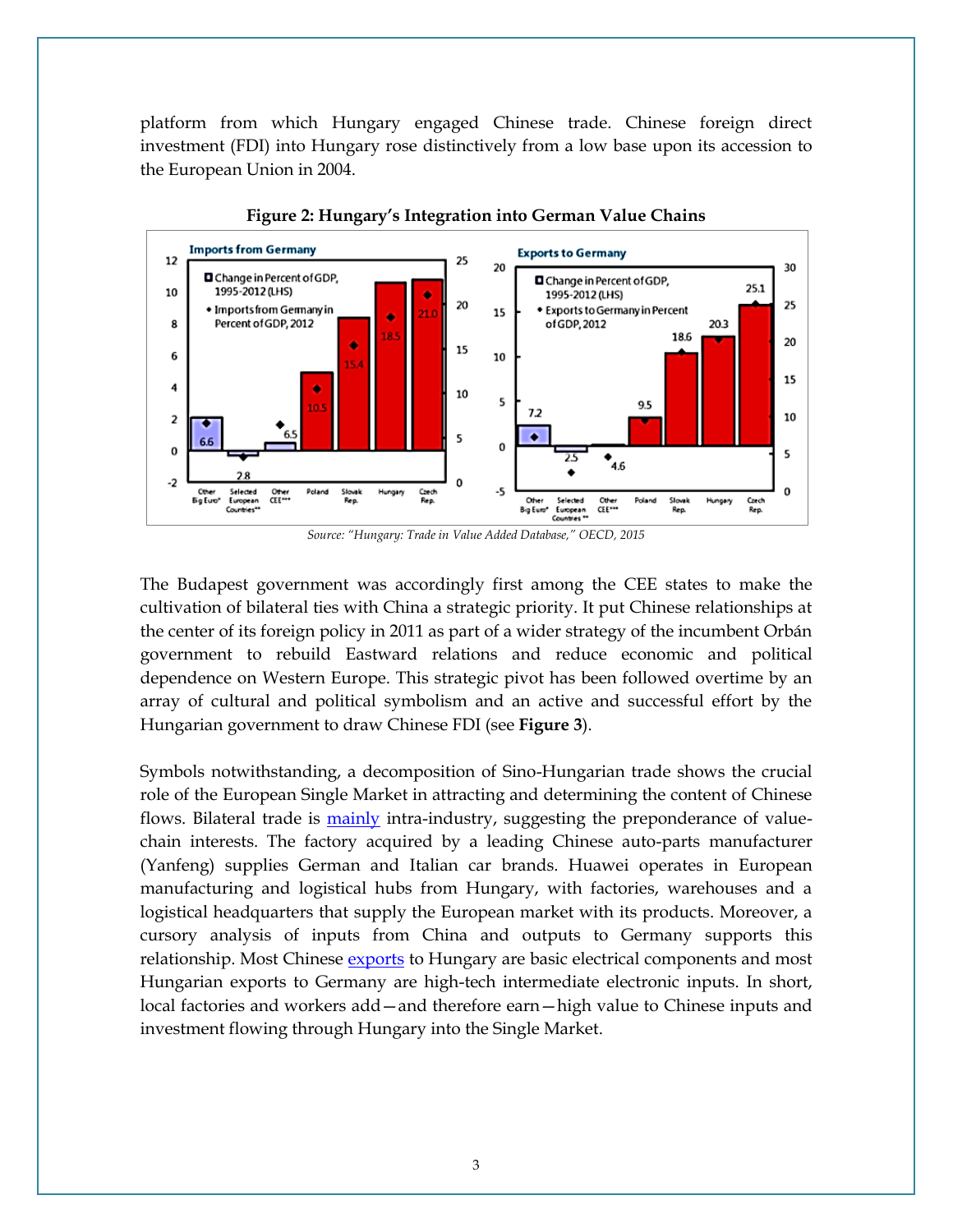platform from which Hungary engaged Chinese trade. Chinese foreign direct investment (FDI) into Hungary rose distinctively from a low base upon its accession to the European Union in 2004.

**Figure 2: Hungary's Integration into German Value Chains**

*Source: "Hungary: Trade in Value Added Database," OECD, 2015*

The Budapest government was accordingly first among the CEE states to make the cultivation of bilateral ties with China a strategic priority. It put Chinese relationships at the center of its foreign policy in 2011 as part of a wider strategy of the incumbent Orbán government to rebuild Eastward relations and reduce economic and political dependence on Western Europe. This strategic pivot has been followed overtime by an array of cultural and political symbolism and an active and successful effort by the Hungarian government to draw Chinese FDI (see **Figure 3**).

Symbols notwithstanding, a decomposition of Sino-Hungarian trade shows the crucial role of the European Single Market in attracting and determining the content of Chinese flows. Bilateral trade is mainly intra-industry, suggesting the preponderance of value-chain interests. The factory acquired by a leading Chinese auto-parts manufacturer (Yanfeng) supplies German and Italian car brands. Huawei operates in European manufacturing and logistical hubs from Hungary, with factories, warehouses and a logistical headquarters that supply the European market with its products. Moreover, a cursory analysis of inputs from China and outputs to Germany supports this relationship. Most Chinese exports to Hungary are basic electrical components and most Hungarian exports to Germany are high-tech intermediate electronic inputs. In short, local factories and workers add—and therefore earn—high value to Chinese inputs and investment flowing through Hungary into the Single Market.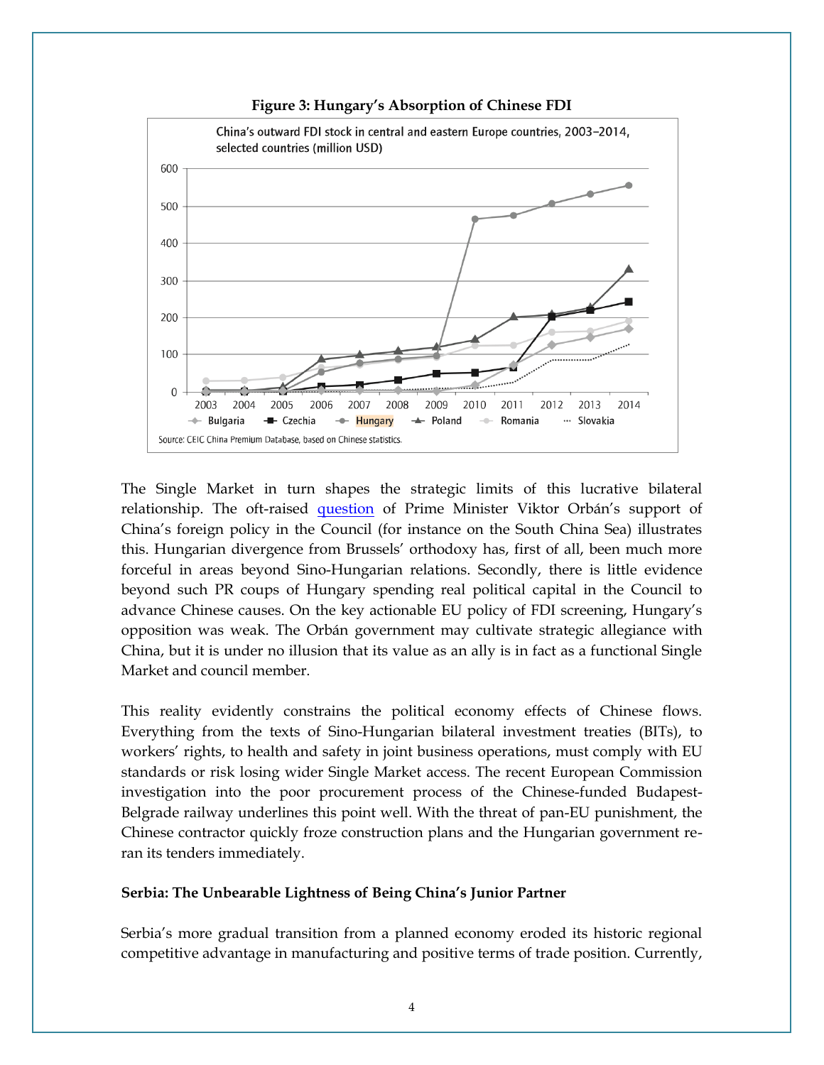**Figure 3: Hungary's Absorption of Chinese FDI**

The Single Market in turn shapes the strategic limits of this lucrative bilateral relationship. The oft-raised [question](#) of Prime Minister Viktor Orbán's support of China's foreign policy in the Council (for instance on the South China Sea) illustrates this. Hungarian divergence from Brussels' orthodoxy has, first of all, been much more forceful in areas beyond Sino-Hungarian relations. Secondly, there is little evidence beyond such PR coups of Hungary spending real political capital in the Council to advance Chinese causes. On the key actionable EU policy of FDI screening, Hungary's opposition was weak. The Orbán government may cultivate strategic allegiance with China, but it is under no illusion that its value as an ally is in fact as a functional Single Market and council member.

This reality evidently constrains the political economy effects of Chinese flows. Everything from the texts of Sino-Hungarian bilateral investment treaties (BITs), to workers' rights, to health and safety in joint business operations, must comply with EU standards or risk losing wider Single Market access. The recent European Commission investigation into the poor procurement process of the Chinese-funded Budapest-Belgrade railway underlines this point well. With the threat of pan-EU punishment, the Chinese contractor quickly froze construction plans and the Hungarian government re-ran its tenders immediately.

**Serbia: The Unbearable Lightness of Being China's Junior Partner**

Serbia's more gradual transition from a planned economy eroded its historic regional competitive advantage in manufacturing and positive terms of trade position. Currently,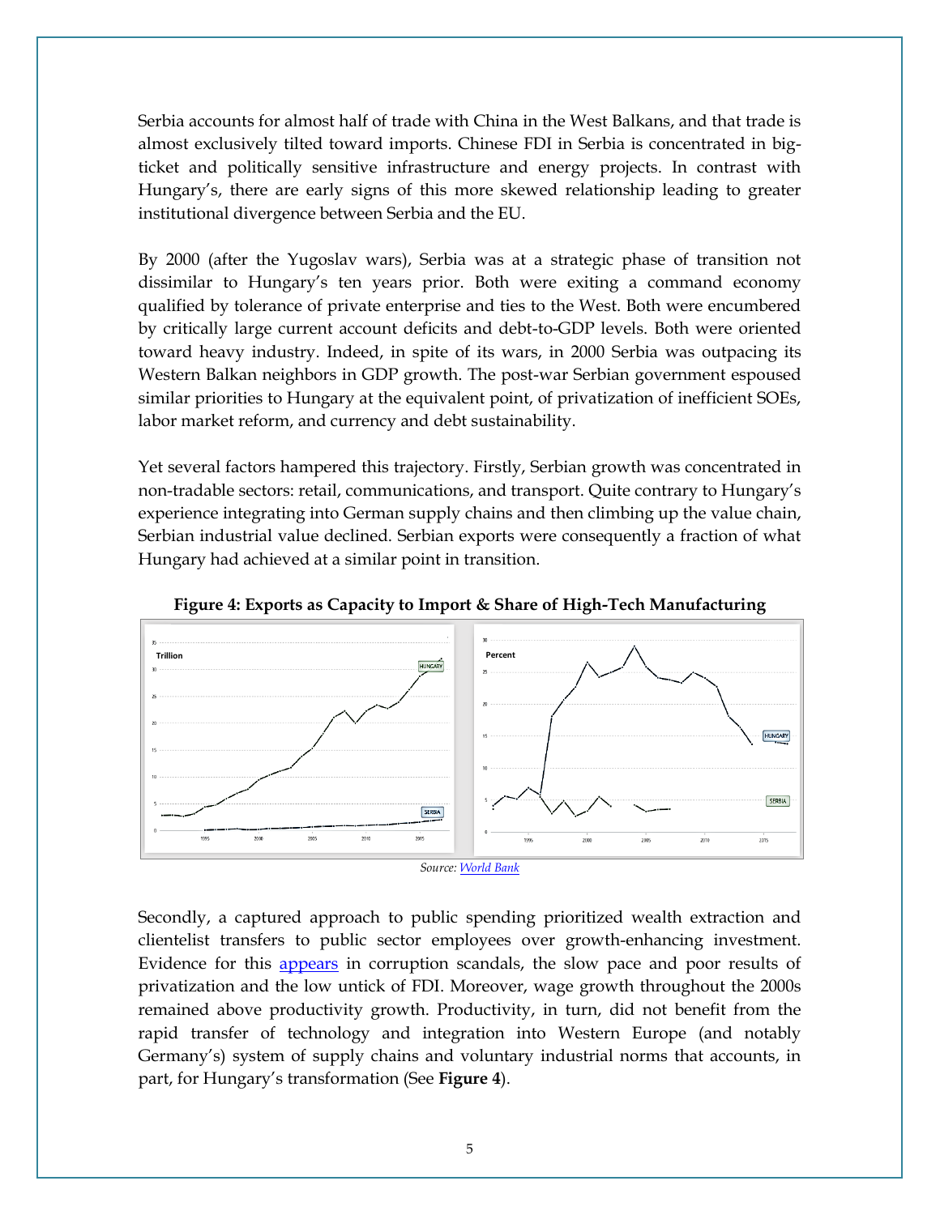Serbia accounts for almost half of trade with China in the West Balkans, and that trade is almost exclusively tilted toward imports. Chinese FDI in Serbia is concentrated in big-ticket and politically sensitive infrastructure and energy projects. In contrast with Hungary's, there are early signs of this more skewed relationship leading to greater institutional divergence between Serbia and the EU.

By 2000 (after the Yugoslav wars), Serbia was at a strategic phase of transition not dissimilar to Hungary's ten years prior. Both were exiting a command economy qualified by tolerance of private enterprise and ties to the West. Both were encumbered by critically large current account deficits and debt-to-GDP levels. Both were oriented toward heavy industry. Indeed, in spite of its wars, in 2000 Serbia was outpacing its Western Balkan neighbors in GDP growth. The post-war Serbian government espoused similar priorities to Hungary at the equivalent point, of privatization of inefficient SOEs, labor market reform, and currency and debt sustainability.

Yet several factors hampered this trajectory. Firstly, Serbian growth was concentrated in non-tradable sectors: retail, communications, and transport. Quite contrary to Hungary's experience integrating into German supply chains and then climbing up the value chain, Serbian industrial value declined. Serbian exports were consequently a fraction of what Hungary had achieved at a similar point in transition.

**Figure 4: Exports as Capacity to Import & Share of High-Tech Manufacturing**

*Source: World Bank*

Secondly, a captured approach to public spending prioritized wealth extraction and clientelist transfers to public sector employees over growth-enhancing investment. Evidence for this appears in corruption scandals, the slow pace and poor results of privatization and the low untick of FDI. Moreover, wage growth throughout the 2000s remained above productivity growth. Productivity, in turn, did not benefit from the rapid transfer of technology and integration into Western Europe (and notably Germany's) system of supply chains and voluntary industrial norms that accounts, in part, for Hungary's transformation (See **Figure 4**).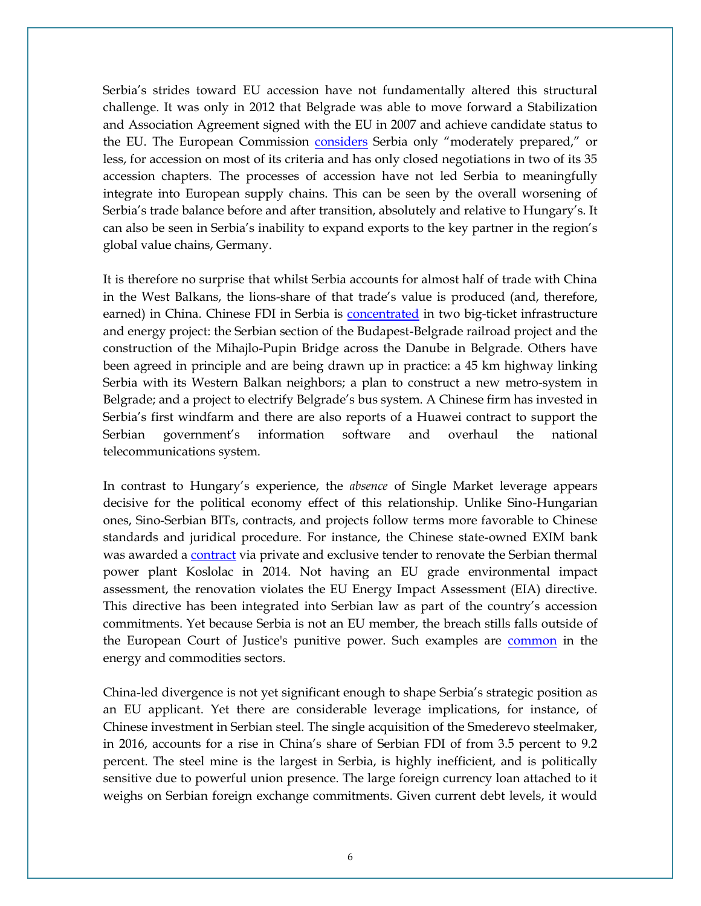Serbia's strides toward EU accession have not fundamentally altered this structural challenge. It was only in 2012 that Belgrade was able to move forward a Stabilization and Association Agreement signed with the EU in 2007 and achieve candidate status to the EU. The European Commission considers Serbia only "moderately prepared," or less, for accession on most of its criteria and has only closed negotiations in two of its 35 accession chapters. The processes of accession have not led Serbia to meaningfully integrate into European supply chains. This can be seen by the overall worsening of Serbia's trade balance before and after transition, absolutely and relative to Hungary's. It can also be seen in Serbia's inability to expand exports to the key partner in the region's global value chains, Germany.

It is therefore no surprise that whilst Serbia accounts for almost half of trade with China in the West Balkans, the lions-share of that trade's value is produced (and, therefore, earned) in China. Chinese FDI in Serbia is concentrated in two big-ticket infrastructure and energy project: the Serbian section of the Budapest-Belgrade railroad project and the construction of the Mihajlo-Pupin Bridge across the Danube in Belgrade. Others have been agreed in principle and are being drawn up in practice: a 45 km highway linking Serbia with its Western Balkan neighbors; a plan to construct a new metro-system in Belgrade; and a project to electrify Belgrade's bus system. A Chinese firm has invested in Serbia's first windfarm and there are also reports of a Huawei contract to support the Serbian government's information software and overhaul the national telecommunications system.

In contrast to Hungary's experience, the *absence* of Single Market leverage appears decisive for the political economy effect of this relationship. Unlike Sino-Hungarian ones, Sino-Serbian BITs, contracts, and projects follow terms more favorable to Chinese standards and juridical procedure. For instance, the Chinese state-owned EXIM bank was awarded a contract via private and exclusive tender to renovate the Serbian thermal power plant Koslolac in 2014. Not having an EU grade environmental impact assessment, the renovation violates the EU Energy Impact Assessment (EIA) directive. This directive has been integrated into Serbian law as part of the country's accession commitments. Yet because Serbia is not an EU member, the breach stills falls outside of the European Court of Justice's punitive power. Such examples are common in the energy and commodities sectors.

China-led divergence is not yet significant enough to shape Serbia's strategic position as an EU applicant. Yet there are considerable leverage implications, for instance, of Chinese investment in Serbian steel. The single acquisition of the Smederevo steelmaker, in 2016, accounts for a rise in China's share of Serbian FDI of from 3.5 percent to 9.2 percent. The steel mine is the largest in Serbia, is highly inefficient, and is politically sensitive due to powerful union presence. The large foreign currency loan attached to it weighs on Serbian foreign exchange commitments. Given current debt levels, it would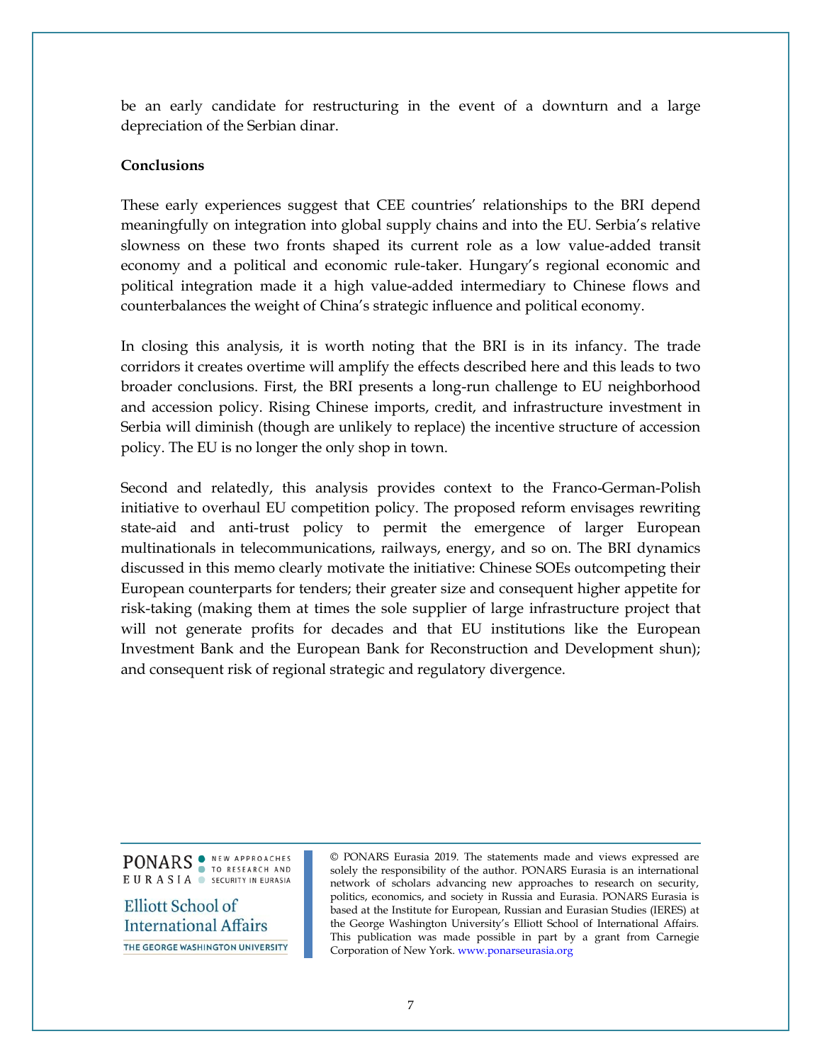be an early candidate for restructuring in the event of a downturn and a large depreciation of the Serbian dinar.

**Conclusions**

These early experiences suggest that CEE countries' relationships to the BRI depend meaningfully on integration into global supply chains and into the EU. Serbia's relative slowness on these two fronts shaped its current role as a low value-added transit economy and a political and economic rule-taker. Hungary's regional economic and political integration made it a high value-added intermediary to Chinese flows and counterbalances the weight of China's strategic influence and political economy.

In closing this analysis, it is worth noting that the BRI is in its infancy. The trade corridors it creates overtime will amplify the effects described here and this leads to two broader conclusions. First, the BRI presents a long-run challenge to EU neighborhood and accession policy. Rising Chinese imports, credit, and infrastructure investment in Serbia will diminish (though are unlikely to replace) the incentive structure of accession policy. The EU is no longer the only shop in town.

Second and relatedly, this analysis provides context to the Franco-German-Polish initiative to overhaul EU competition policy. The proposed reform envisages rewriting state-aid and anti-trust policy to permit the emergence of larger European multinationals in telecommunications, railways, energy, and so on. The BRI dynamics discussed in this memo clearly motivate the initiative: Chinese SOEs outcompeting their European counterparts for tenders; their greater size and consequent higher appetite for risk-taking (making them at times the sole supplier of large infrastructure project that will not generate profits for decades and that EU institutions like the European Investment Bank and the European Bank for Reconstruction and Development shun); and consequent risk of regional strategic and regulatory divergence.

PONARS EURASIA NEW APPROACHES TO RESEARCH AND SECURITY IN EURASIA

Elliott School of International Affairs
THE GEORGE WASHINGTON UNIVERSITY

© PONARS Eurasia 2019. The statements made and views expressed are solely the responsibility of the author. PONARS Eurasia is an international network of scholars advancing new approaches to research on security, politics, economics, and society in Russia and Eurasia. PONARS Eurasia is based at the Institute for European, Russian and Eurasian Studies (IERES) at the George Washington University's Elliott School of International Affairs. This publication was made possible in part by a grant from Carnegie Corporation of New York. www.ponarseurasia.org